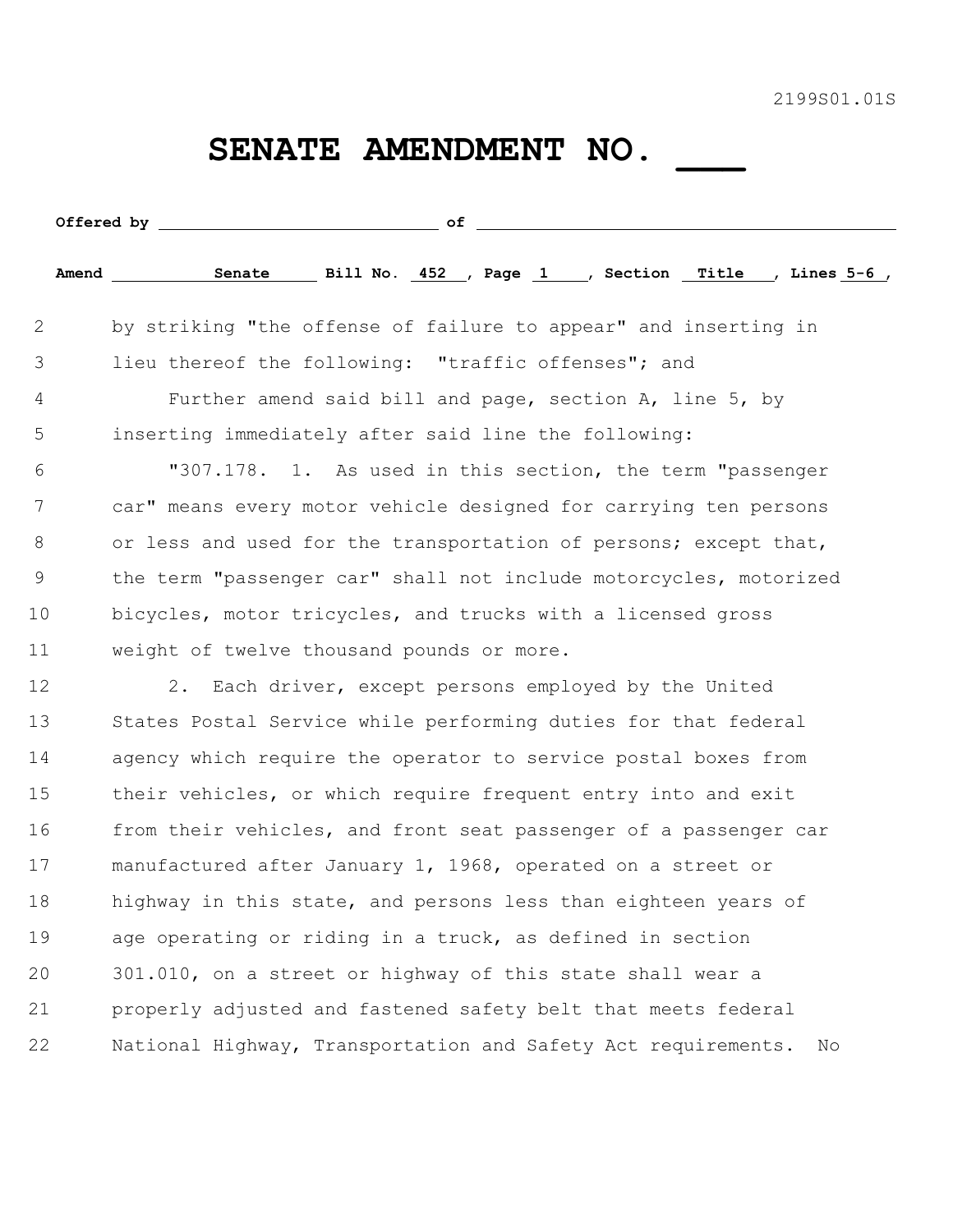2199S01.01S

# SENATE AMENDMENT NO. ___

**Offered by** ______________________________ **of** ______________________________________________

**Amend** Senate **Bill No.** 452 **, Page** 1 **, Section** Title **, Lines** 5-6 **,**

2 by striking "the offense of failure to appear" and inserting in
3 lieu thereof the following: "traffic offenses"; and
4 Further amend said bill and page, section A, line 5, by
5 inserting immediately after said line the following:
6 "307.178. 1. As used in this section, the term "passenger
7 car" means every motor vehicle designed for carrying ten persons
8 or less and used for the transportation of persons; except that,
9 the term "passenger car" shall not include motorcycles, motorized
10 bicycles, motor tricycles, and trucks with a licensed gross
11 weight of twelve thousand pounds or more.
12 2. Each driver, except persons employed by the United
13 States Postal Service while performing duties for that federal
14 agency which require the operator to service postal boxes from
15 their vehicles, or which require frequent entry into and exit
16 from their vehicles, and front seat passenger of a passenger car
17 manufactured after January 1, 1968, operated on a street or
18 highway in this state, and persons less than eighteen years of
19 age operating or riding in a truck, as defined in section
20 301.010, on a street or highway of this state shall wear a
21 properly adjusted and fastened safety belt that meets federal
22 National Highway, Transportation and Safety Act requirements. No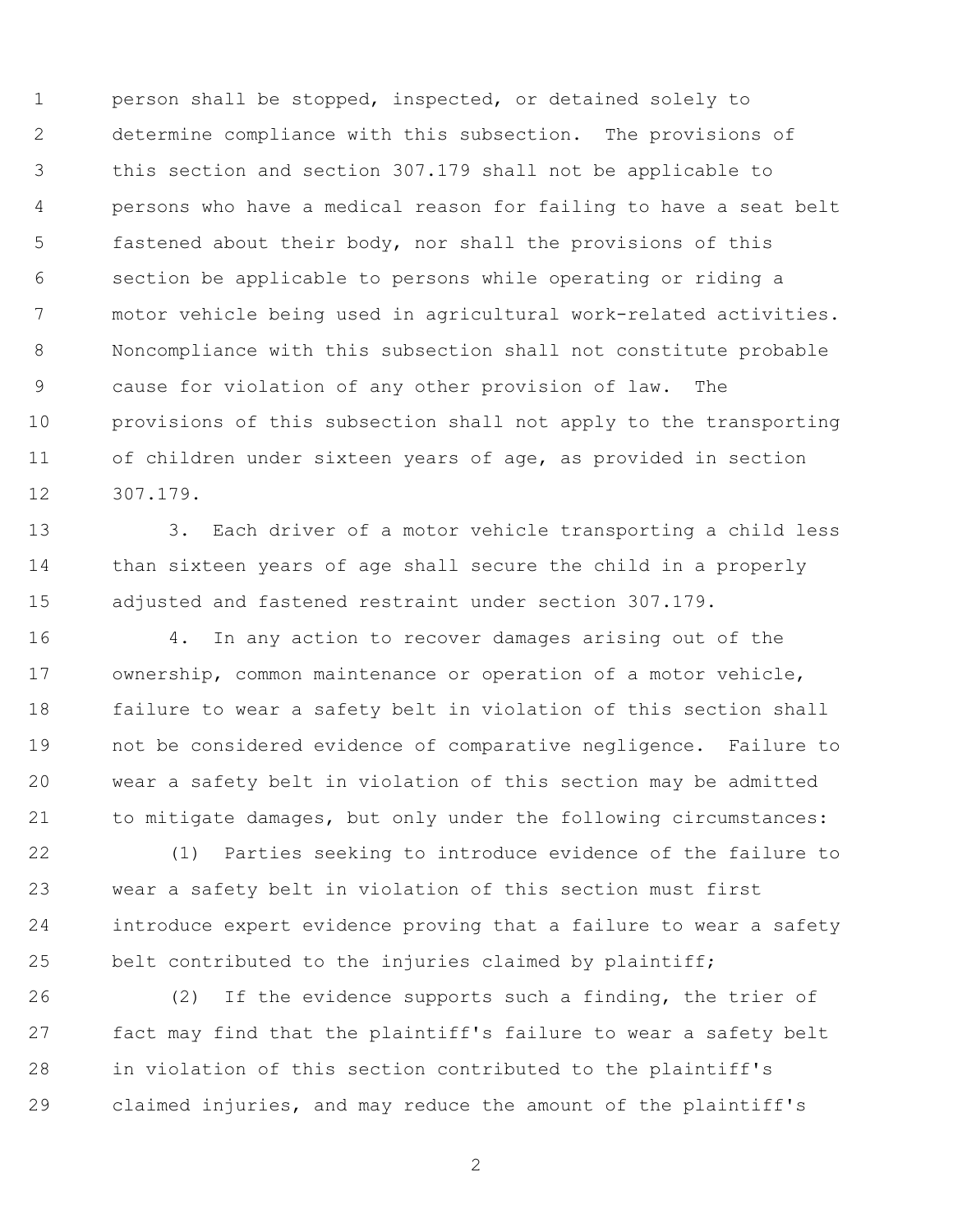person shall be stopped, inspected, or detained solely to determine compliance with this subsection. The provisions of this section and section 307.179 shall not be applicable to persons who have a medical reason for failing to have a seat belt fastened about their body, nor shall the provisions of this section be applicable to persons while operating or riding a motor vehicle being used in agricultural work-related activities. Noncompliance with this subsection shall not constitute probable cause for violation of any other provision of law. The provisions of this subsection shall not apply to the transporting of children under sixteen years of age, as provided in section 307.179.

3. Each driver of a motor vehicle transporting a child less than sixteen years of age shall secure the child in a properly adjusted and fastened restraint under section 307.179.

4. In any action to recover damages arising out of the ownership, common maintenance or operation of a motor vehicle, failure to wear a safety belt in violation of this section shall not be considered evidence of comparative negligence. Failure to wear a safety belt in violation of this section may be admitted to mitigate damages, but only under the following circumstances:

(1) Parties seeking to introduce evidence of the failure to wear a safety belt in violation of this section must first introduce expert evidence proving that a failure to wear a safety belt contributed to the injuries claimed by plaintiff;

(2) If the evidence supports such a finding, the trier of fact may find that the plaintiff's failure to wear a safety belt in violation of this section contributed to the plaintiff's claimed injuries, and may reduce the amount of the plaintiff's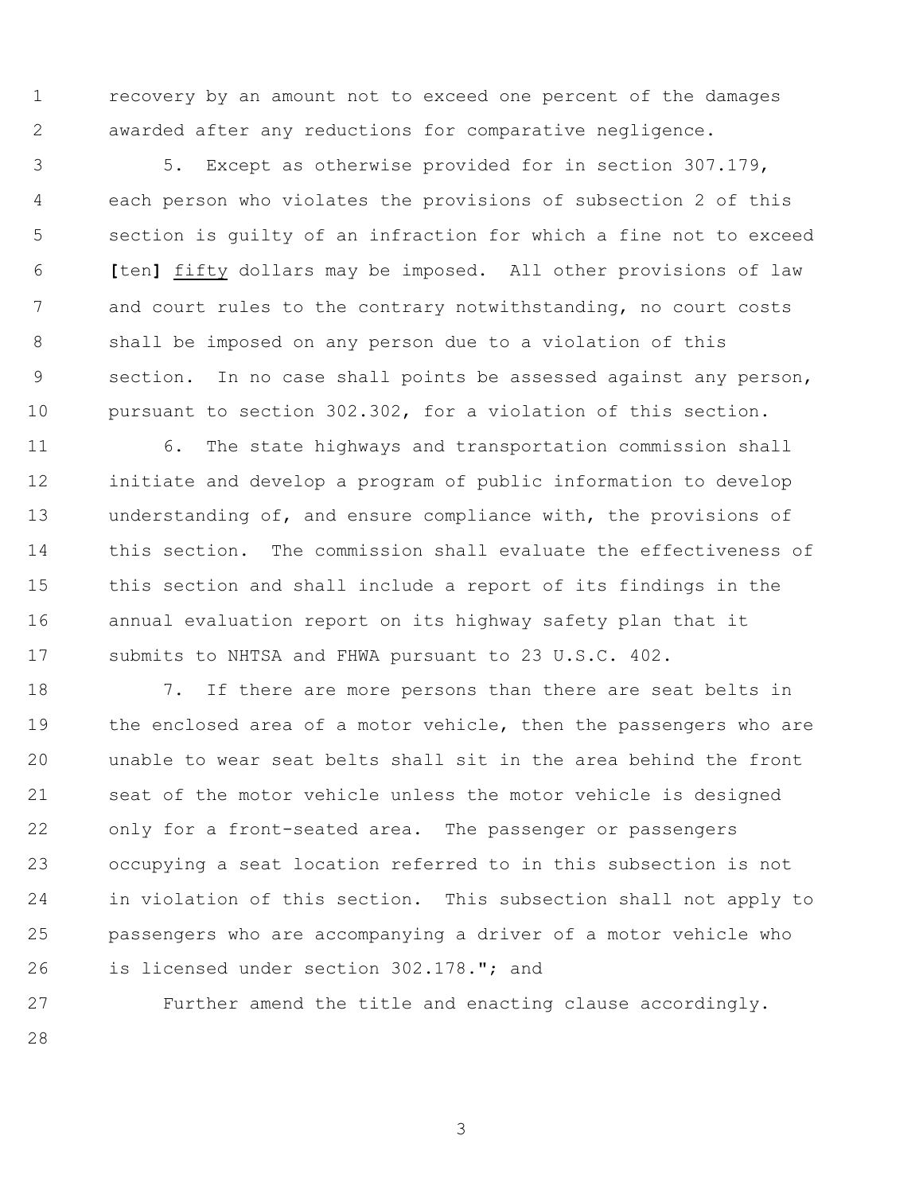recovery by an amount not to exceed one percent of the damages awarded after any reductions for comparative negligence.

5. Except as otherwise provided for in section 307.179, each person who violates the provisions of subsection 2 of this section is guilty of an infraction for which a fine not to exceed **[**ten**]** <u>fifty</u> dollars may be imposed. All other provisions of law and court rules to the contrary notwithstanding, no court costs shall be imposed on any person due to a violation of this section. In no case shall points be assessed against any person, pursuant to section 302.302, for a violation of this section.

6. The state highways and transportation commission shall initiate and develop a program of public information to develop understanding of, and ensure compliance with, the provisions of this section. The commission shall evaluate the effectiveness of this section and shall include a report of its findings in the annual evaluation report on its highway safety plan that it submits to NHTSA and FHWA pursuant to 23 U.S.C. 402.

7. If there are more persons than there are seat belts in the enclosed area of a motor vehicle, then the passengers who are unable to wear seat belts shall sit in the area behind the front seat of the motor vehicle unless the motor vehicle is designed only for a front-seated area. The passenger or passengers occupying a seat location referred to in this subsection is not in violation of this section. This subsection shall not apply to passengers who are accompanying a driver of a motor vehicle who is licensed under section 302.178."; and

Further amend the title and enacting clause accordingly.